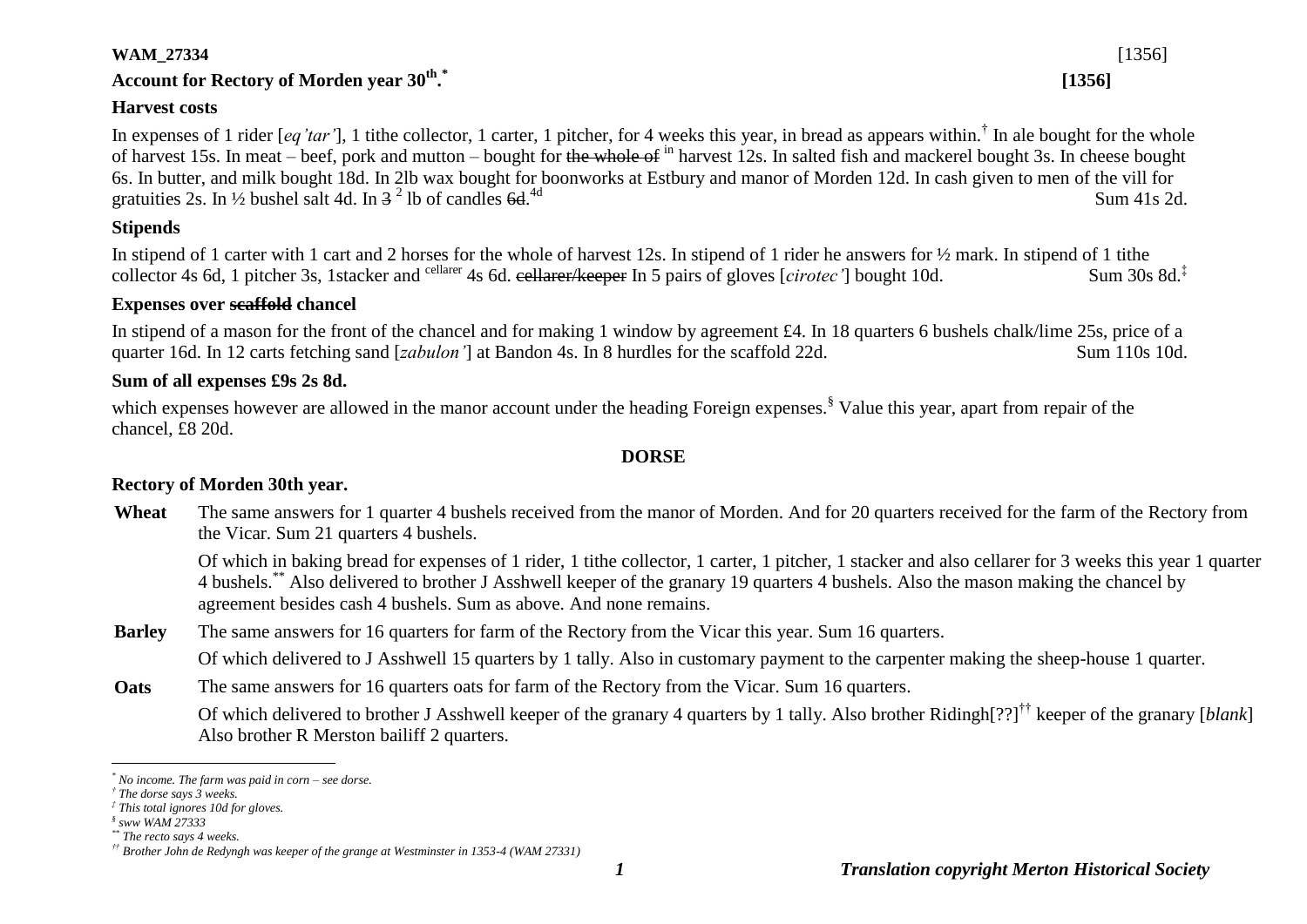**WAM_27334** [1356]

**Account for Rectory of Morden year 30th.[*]** **[1356]**

**Harvest costs**

In expenses of 1 rider [*eq'tar'*], 1 tithe collector, 1 carter, 1 pitcher, for 4 weeks this year, in bread as appears within.[†] In ale bought for the whole of harvest 15s. In meat – beef, pork and mutton – bought for ~~the whole of~~ in harvest 12s. In salted fish and mackerel bought 3s. In cheese bought 6s. In butter, and milk bought 18d. In 2lb wax bought for boonworks at Estbury and manor of Morden 12d. In cash given to men of the vill for gratuities 2s. In ½ bushel salt 4d. In ~~3~~ 2 lb of candles ~~6d.~~ 4d Sum 41s 2d.

**Stipends**

In stipend of 1 carter with 1 cart and 2 horses for the whole of harvest 12s. In stipend of 1 rider he answers for ½ mark. In stipend of 1 tithe collector 4s 6d, 1 pitcher 3s, 1stacker and cellarer 4s 6d. ~~cellarer/keeper~~ In 5 pairs of gloves [*cirotec'*] bought 10d. Sum 30s 8d.[‡]

**Expenses over ~~scaffold~~ chancel**

In stipend of a mason for the front of the chancel and for making 1 window by agreement £4. In 18 quarters 6 bushels chalk/lime 25s, price of a quarter 16d. In 12 carts fetching sand [*zabulon'*] at Bandon 4s. In 8 hurdles for the scaffold 22d. Sum 110s 10d.

**Sum of all expenses £9s 2s 8d.**

which expenses however are allowed in the manor account under the heading Foreign expenses.[§] Value this year, apart from repair of the chancel, £8 20d.

**DORSE**

**Rectory of Morden 30th year.**

**Wheat** The same answers for 1 quarter 4 bushels received from the manor of Morden. And for 20 quarters received for the farm of the Rectory from the Vicar. Sum 21 quarters 4 bushels.

Of which in baking bread for expenses of 1 rider, 1 tithe collector, 1 carter, 1 pitcher, 1 stacker and also cellarer for 3 weeks this year 1 quarter 4 bushels.[**] Also delivered to brother J Asshwell keeper of the granary 19 quarters 4 bushels. Also the mason making the chancel by agreement besides cash 4 bushels. Sum as above. And none remains.

**Barley** The same answers for 16 quarters for farm of the Rectory from the Vicar this year. Sum 16 quarters.

Of which delivered to J Asshwell 15 quarters by 1 tally. Also in customary payment to the carpenter making the sheep-house 1 quarter.

**Oats** The same answers for 16 quarters oats for farm of the Rectory from the Vicar. Sum 16 quarters.

Of which delivered to brother J Asshwell keeper of the granary 4 quarters by 1 tally. Also brother Ridingh[??][††] keeper of the granary [*blank*] Also brother R Merston bailiff 2 quarters.

---

[*] *No income. The farm was paid in corn – see dorse.*

[†] *The dorse says 3 weeks.*

[‡] *This total ignores 10d for gloves.*

[§] *sww WAM 27333*

[**] *The recto says 4 weeks.*

[††] *Brother John de Redyngh was keeper of the grange at Westminster in 1353-4 (WAM 27331)*

*Translation copyright Merton Historical Society*